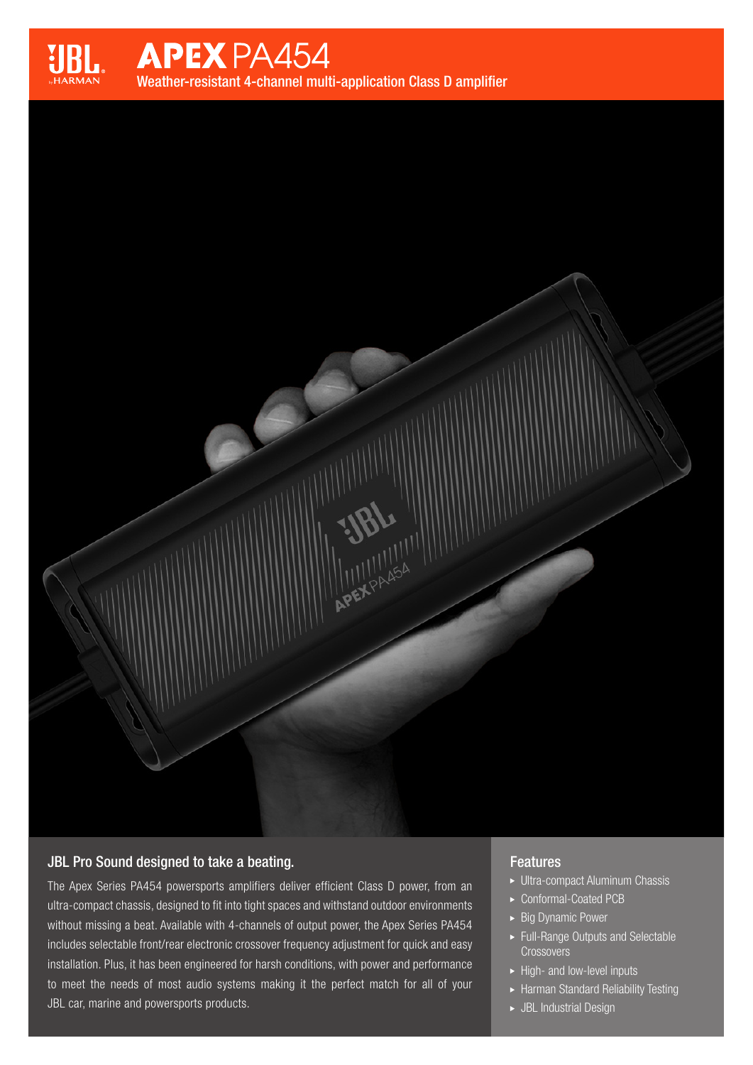# APEX PA454

Weather-resistant 4-channel multi-application Class D amplifier

## JBL Pro Sound designed to take a beating.

The Apex Series PA454 powersports amplifiers deliver efficient Class D power, from an ultra-compact chassis, designed to fit into tight spaces and withstand outdoor environments without missing a beat. Available with 4-channels of output power, the Apex Series PA454 includes selectable front/rear electronic crossover frequency adjustment for quick and easy installation. Plus, it has been engineered for harsh conditions, with power and performance to meet the needs of most audio systems making it the perfect match for all of your JBL car, marine and powersports products.

## Features

- Ultra-compact Aluminum Chassis
- Conformal-Coated PCB
- Big Dynamic Power
- Full-Range Outputs and Selectable Crossovers
- High- and low-level inputs
- Harman Standard Reliability Testing
- JBL Industrial Design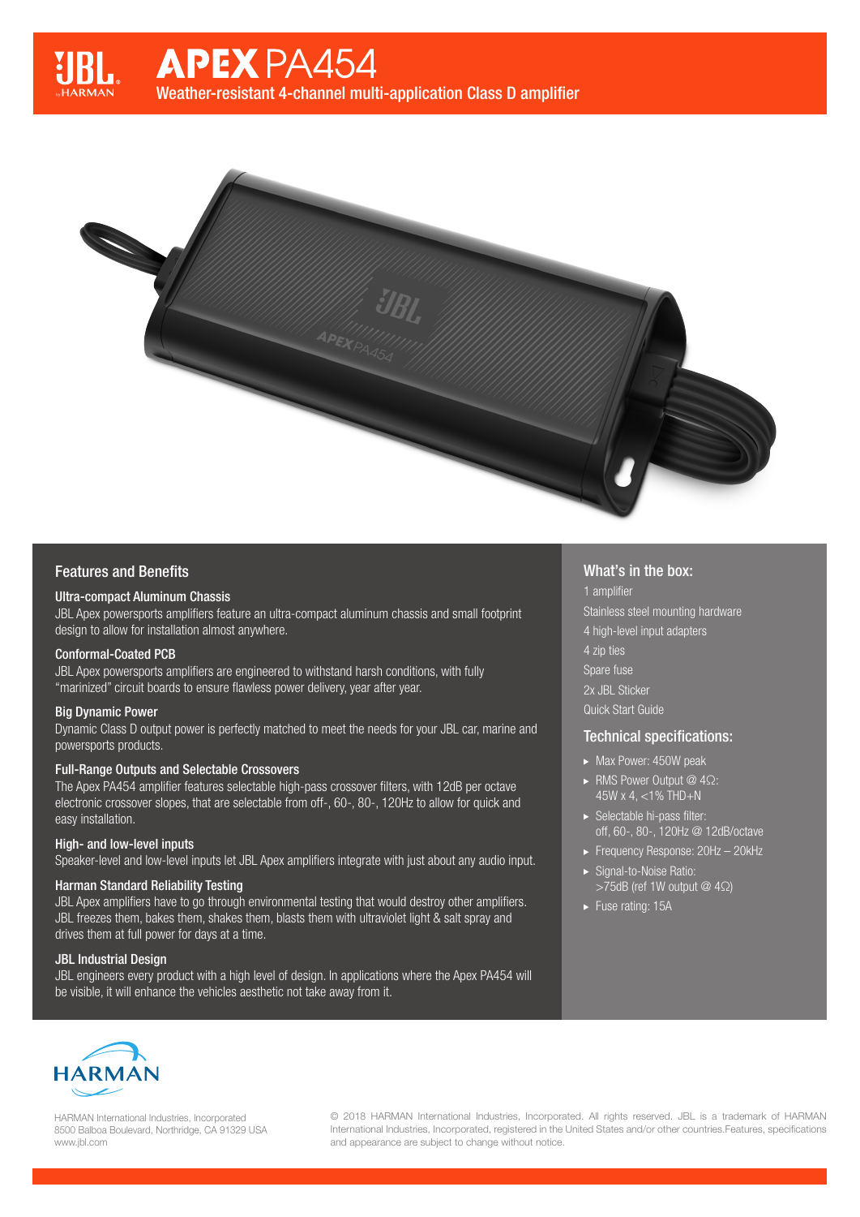# APEX PA454

Weather-resistant 4-channel multi-application Class D amplifier

## Features and Benefits

### Ultra-compact Aluminum Chassis

JBL Apex powersports amplifiers feature an ultra-compact aluminum chassis and small footprint design to allow for installation almost anywhere.

### Conformal-Coated PCB

JBL Apex powersports amplifiers are engineered to withstand harsh conditions, with fully "marinized" circuit boards to ensure flawless power delivery, year after year.

### Big Dynamic Power

Dynamic Class D output power is perfectly matched to meet the needs for your JBL car, marine and powersports products.

### Full-Range Outputs and Selectable Crossovers

The Apex PA454 amplifier features selectable high-pass crossover filters, with 12dB per octave electronic crossover slopes, that are selectable from off-, 60-, 80-, 120Hz to allow for quick and easy installation.

### High- and low-level inputs

Speaker-level and low-level inputs let JBL Apex amplifiers integrate with just about any audio input.

### Harman Standard Reliability Testing

JBL Apex amplifiers have to go through environmental testing that would destroy other amplifiers. JBL freezes them, bakes them, shakes them, blasts them with ultraviolet light & salt spray and drives them at full power for days at a time.

### JBL Industrial Design

JBL engineers every product with a high level of design. In applications where the Apex PA454 will be visible, it will enhance the vehicles aesthetic not take away from it.

## What's in the box:

1 amplifier
Stainless steel mounting hardware
4 high-level input adapters
4 zip ties
Spare fuse
2x JBL Sticker
Quick Start Guide

## Technical specifications:

- Max Power: 450W peak
- RMS Power Output @ 4Ω: 45W x 4, <1% THD+N
- Selectable hi-pass filter: off, 60-, 80-, 120Hz @ 12dB/octave
- Frequency Response: 20Hz – 20kHz
- Signal-to-Noise Ratio: >75dB (ref 1W output @ 4Ω)
- Fuse rating: 15A

HARMAN International Industries, Incorporated
8500 Balboa Boulevard, Northridge, CA 91329 USA
www.jbl.com

© 2018 HARMAN International Industries, Incorporated. All rights reserved. JBL is a trademark of HARMAN International Industries, Incorporated, registered in the United States and/or other countries.Features, specifications and appearance are subject to change without notice.